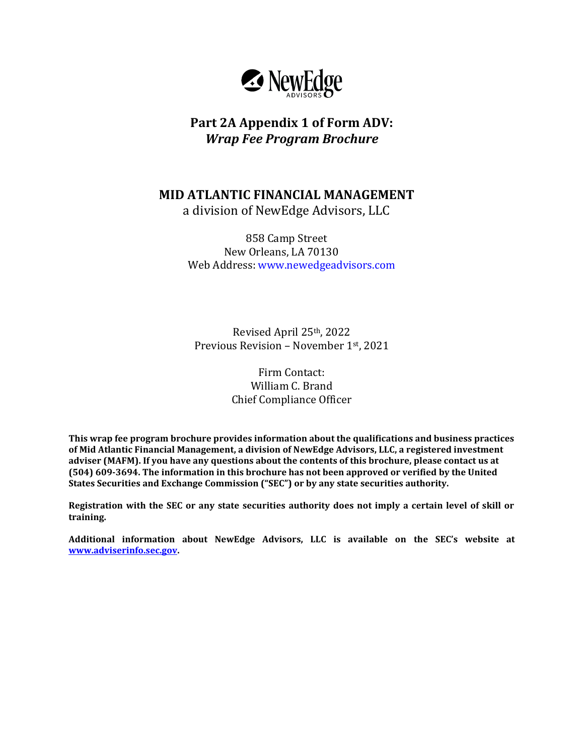NewEdge ADVISORS

# Part 2A Appendix 1 of Form ADV: *Wrap Fee Program Brochure*

## MID ATLANTIC FINANCIAL MANAGEMENT

a division of NewEdge Advisors, LLC

858 Camp Street
New Orleans, LA 70130
Web Address: www.newedgeadvisors.com

Revised April 25th, 2022
Previous Revision – November 1st, 2021

Firm Contact:
William C. Brand
Chief Compliance Officer

**This wrap fee program brochure provides information about the qualifications and business practices of Mid Atlantic Financial Management, a division of NewEdge Advisors, LLC, a registered investment adviser (MAFM). If you have any questions about the contents of this brochure, please contact us at (504) 609-3694. The information in this brochure has not been approved or verified by the United States Securities and Exchange Commission ("SEC") or by any state securities authority.**

**Registration with the SEC or any state securities authority does not imply a certain level of skill or training.**

**Additional information about NewEdge Advisors, LLC is available on the SEC's website at www.adviserinfo.sec.gov.**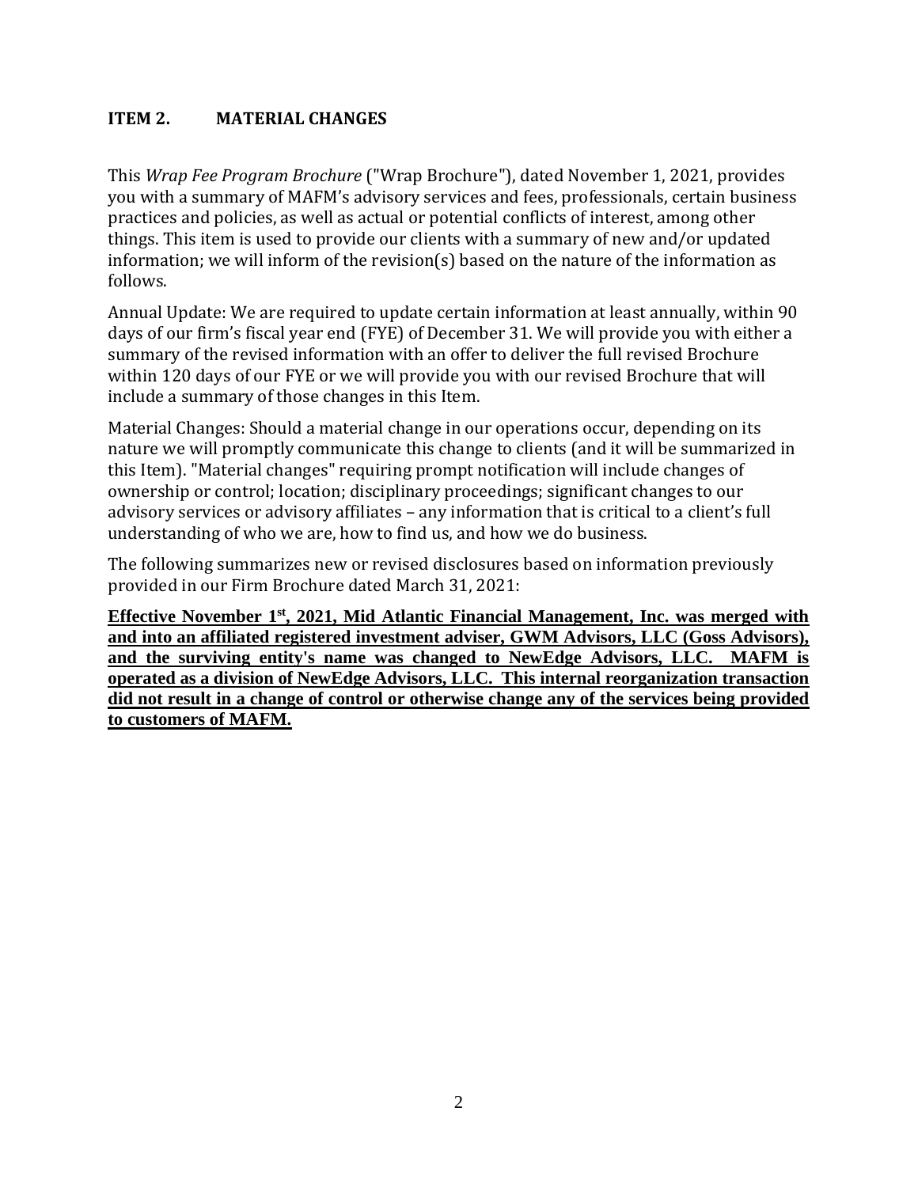## ITEM 2. MATERIAL CHANGES

This *Wrap Fee Program Brochure* ("Wrap Brochure"), dated November 1, 2021, provides you with a summary of MAFM's advisory services and fees, professionals, certain business practices and policies, as well as actual or potential conflicts of interest, among other things. This item is used to provide our clients with a summary of new and/or updated information; we will inform of the revision(s) based on the nature of the information as follows.

Annual Update: We are required to update certain information at least annually, within 90 days of our firm's fiscal year end (FYE) of December 31. We will provide you with either a summary of the revised information with an offer to deliver the full revised Brochure within 120 days of our FYE or we will provide you with our revised Brochure that will include a summary of those changes in this Item.

Material Changes: Should a material change in our operations occur, depending on its nature we will promptly communicate this change to clients (and it will be summarized in this Item). "Material changes" requiring prompt notification will include changes of ownership or control; location; disciplinary proceedings; significant changes to our advisory services or advisory affiliates – any information that is critical to a client's full understanding of who we are, how to find us, and how we do business.

The following summarizes new or revised disclosures based on information previously provided in our Firm Brochure dated March 31, 2021:

**Effective November 1st, 2021, Mid Atlantic Financial Management, Inc. was merged with and into an affiliated registered investment adviser, GWM Advisors, LLC (Goss Advisors), and the surviving entity's name was changed to NewEdge Advisors, LLC. MAFM is operated as a division of NewEdge Advisors, LLC. This internal reorganization transaction did not result in a change of control or otherwise change any of the services being provided to customers of MAFM.**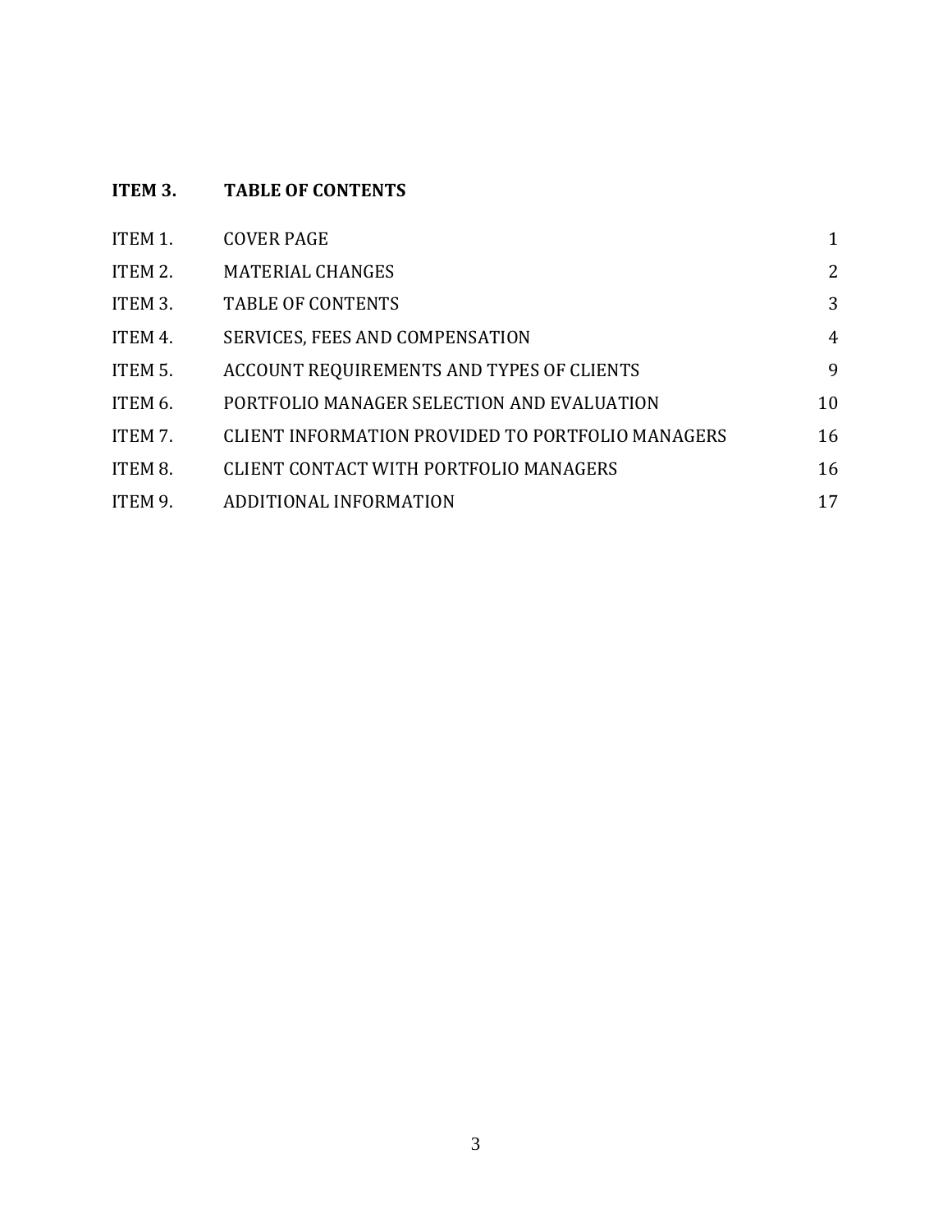## ITEM 3. TABLE OF CONTENTS

| | | |
|---|---|---|
| ITEM 1. | COVER PAGE | 1 |
| ITEM 2. | MATERIAL CHANGES | 2 |
| ITEM 3. | TABLE OF CONTENTS | 3 |
| ITEM 4. | SERVICES, FEES AND COMPENSATION | 4 |
| ITEM 5. | ACCOUNT REQUIREMENTS AND TYPES OF CLIENTS | 9 |
| ITEM 6. | PORTFOLIO MANAGER SELECTION AND EVALUATION | 10 |
| ITEM 7. | CLIENT INFORMATION PROVIDED TO PORTFOLIO MANAGERS | 16 |
| ITEM 8. | CLIENT CONTACT WITH PORTFOLIO MANAGERS | 16 |
| ITEM 9. | ADDITIONAL INFORMATION | 17 |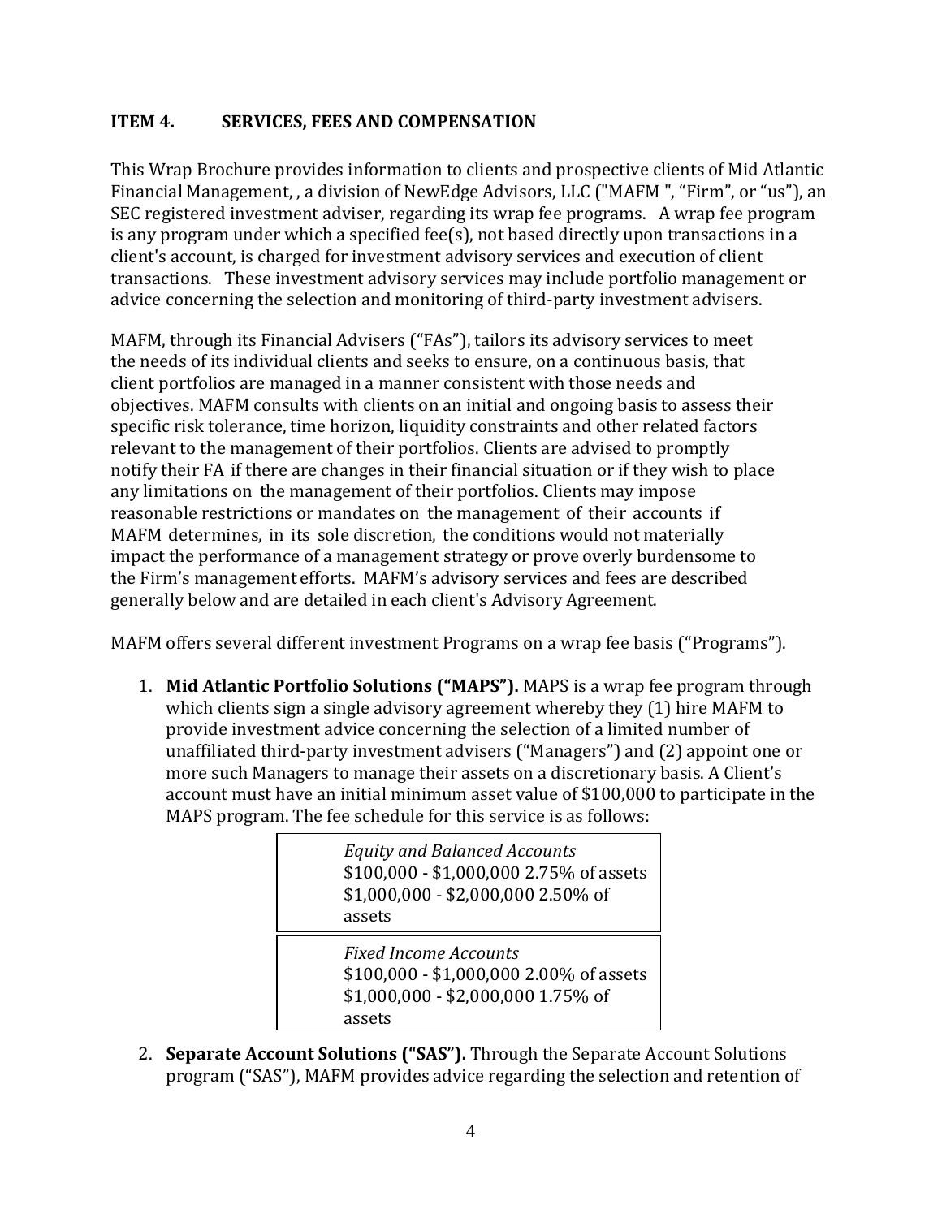## ITEM 4. SERVICES, FEES AND COMPENSATION

This Wrap Brochure provides information to clients and prospective clients of Mid Atlantic Financial Management, , a division of NewEdge Advisors, LLC ("MAFM ", "Firm", or "us"), an SEC registered investment adviser, regarding its wrap fee programs. A wrap fee program is any program under which a specified fee(s), not based directly upon transactions in a client's account, is charged for investment advisory services and execution of client transactions. These investment advisory services may include portfolio management or advice concerning the selection and monitoring of third-party investment advisers.

MAFM, through its Financial Advisers ("FAs"), tailors its advisory services to meet the needs of its individual clients and seeks to ensure, on a continuous basis, that client portfolios are managed in a manner consistent with those needs and objectives. MAFM consults with clients on an initial and ongoing basis to assess their specific risk tolerance, time horizon, liquidity constraints and other related factors relevant to the management of their portfolios. Clients are advised to promptly notify their FA if there are changes in their financial situation or if they wish to place any limitations on the management of their portfolios. Clients may impose reasonable restrictions or mandates on the management of their accounts if MAFM determines, in its sole discretion, the conditions would not materially impact the performance of a management strategy or prove overly burdensome to the Firm's management efforts. MAFM's advisory services and fees are described generally below and are detailed in each client's Advisory Agreement.

MAFM offers several different investment Programs on a wrap fee basis ("Programs").

1. **Mid Atlantic Portfolio Solutions ("MAPS").** MAPS is a wrap fee program through which clients sign a single advisory agreement whereby they (1) hire MAFM to provide investment advice concerning the selection of a limited number of unaffiliated third-party investment advisers ("Managers") and (2) appoint one or more such Managers to manage their assets on a discretionary basis. A Client's account must have an initial minimum asset value of $100,000 to participate in the MAPS program. The fee schedule for this service is as follows:

   *Equity and Balanced Accounts*
   $100,000 - $1,000,000 2.75% of assets
   $1,000,000 - $2,000,000 2.50% of assets

   *Fixed Income Accounts*
   $100,000 - $1,000,000 2.00% of assets
   $1,000,000 - $2,000,000 1.75% of assets

2. **Separate Account Solutions ("SAS").** Through the Separate Account Solutions program ("SAS"), MAFM provides advice regarding the selection and retention of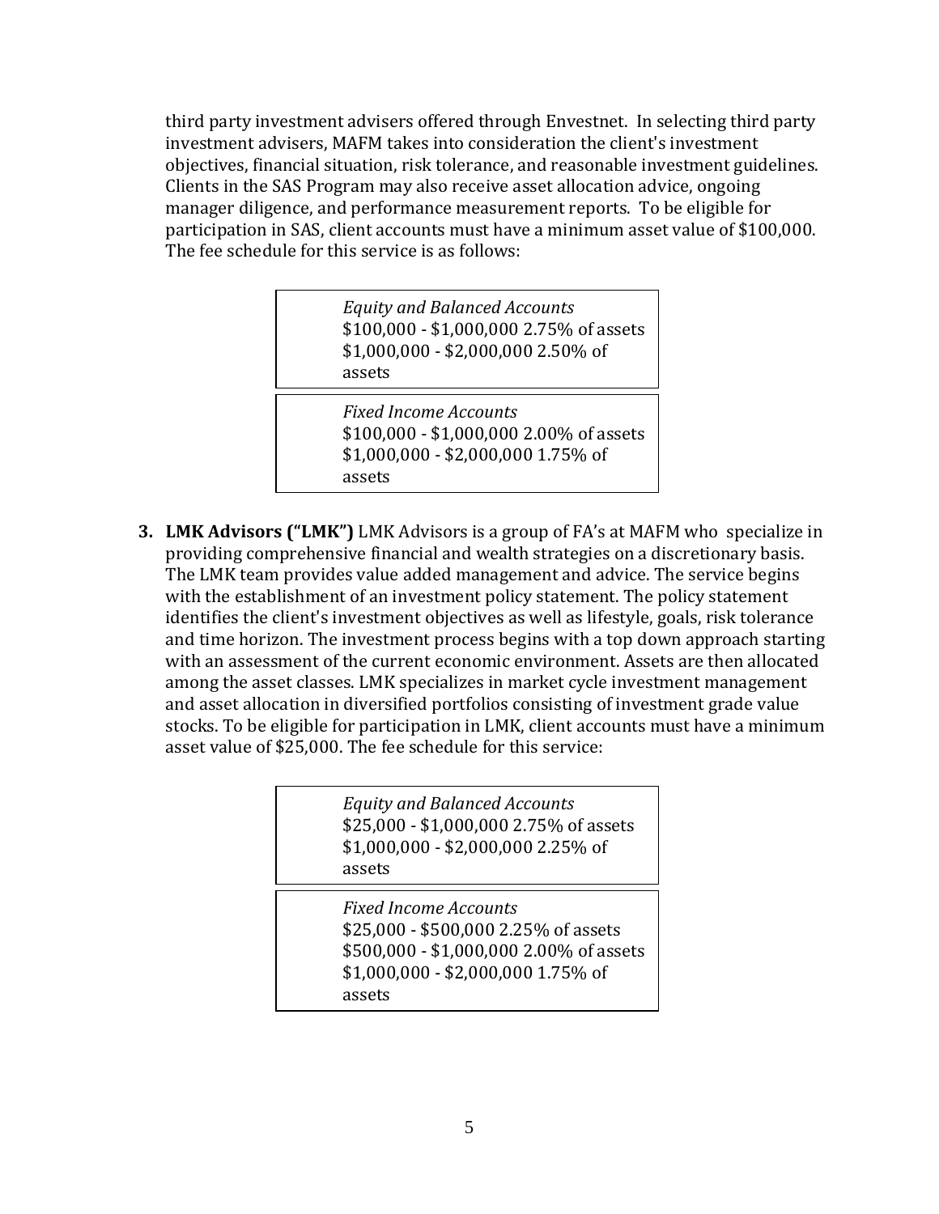third party investment advisers offered through Envestnet. In selecting third party investment advisers, MAFM takes into consideration the client's investment objectives, financial situation, risk tolerance, and reasonable investment guidelines. Clients in the SAS Program may also receive asset allocation advice, ongoing manager diligence, and performance measurement reports. To be eligible for participation in SAS, client accounts must have a minimum asset value of $100,000. The fee schedule for this service is as follows:

*Equity and Balanced Accounts*
$100,000 - $1,000,000 2.75% of assets
$1,000,000 - $2,000,000 2.50% of assets

*Fixed Income Accounts*
$100,000 - $1,000,000 2.00% of assets
$1,000,000 - $2,000,000 1.75% of assets

3. **LMK Advisors ("LMK")** LMK Advisors is a group of FA's at MAFM who specialize in providing comprehensive financial and wealth strategies on a discretionary basis. The LMK team provides value added management and advice. The service begins with the establishment of an investment policy statement. The policy statement identifies the client's investment objectives as well as lifestyle, goals, risk tolerance and time horizon. The investment process begins with a top down approach starting with an assessment of the current economic environment. Assets are then allocated among the asset classes. LMK specializes in market cycle investment management and asset allocation in diversified portfolios consisting of investment grade value stocks. To be eligible for participation in LMK, client accounts must have a minimum asset value of $25,000. The fee schedule for this service:

*Equity and Balanced Accounts*
$25,000 - $1,000,000 2.75% of assets
$1,000,000 - $2,000,000 2.25% of assets

*Fixed Income Accounts*
$25,000 - $500,000 2.25% of assets
$500,000 - $1,000,000 2.00% of assets
$1,000,000 - $2,000,000 1.75% of assets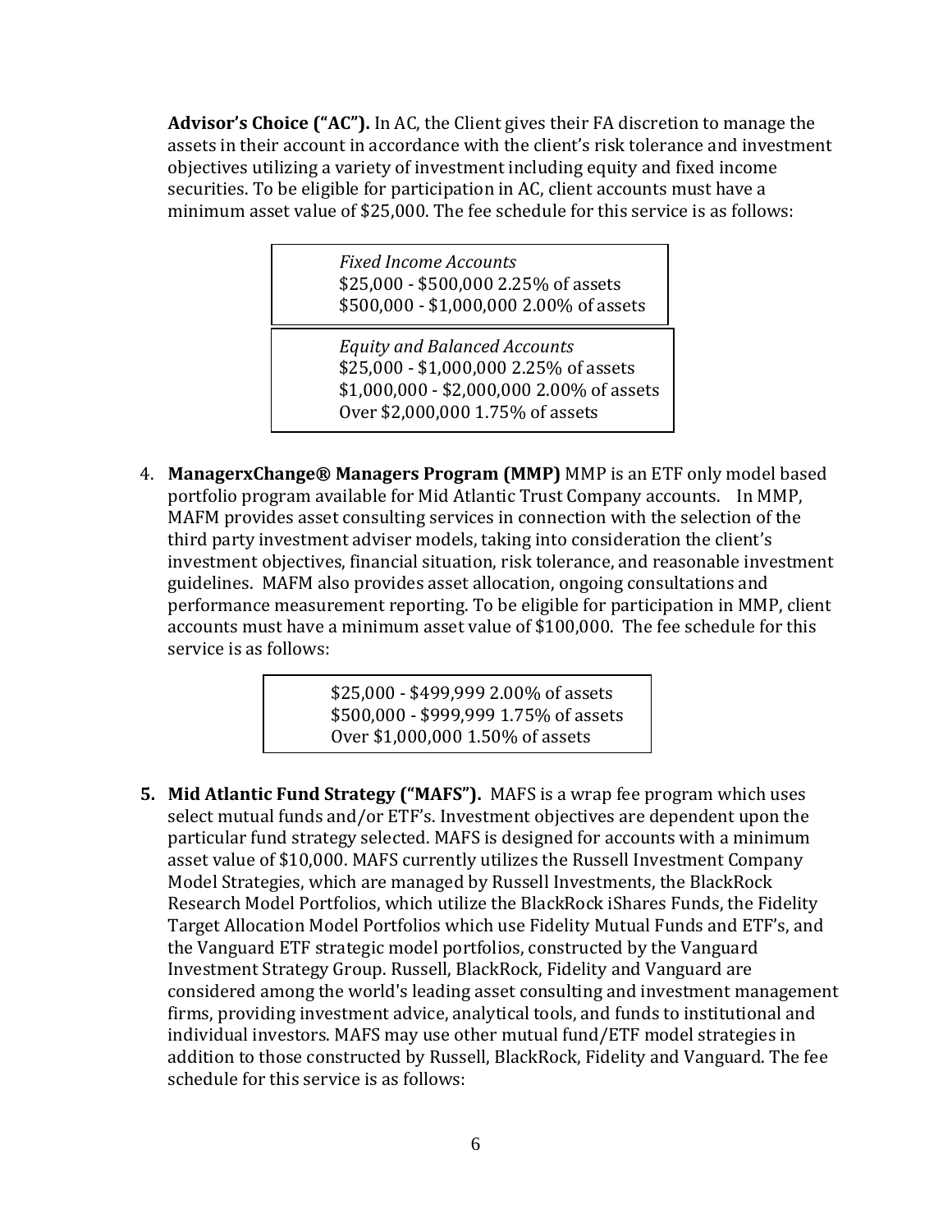**Advisor's Choice ("AC").** In AC, the Client gives their FA discretion to manage the assets in their account in accordance with the client's risk tolerance and investment objectives utilizing a variety of investment including equity and fixed income securities. To be eligible for participation in AC, client accounts must have a minimum asset value of $25,000. The fee schedule for this service is as follows:

*Fixed Income Accounts*
$25,000 - $500,000 2.25% of assets
$500,000 - $1,000,000 2.00% of assets

*Equity and Balanced Accounts*
$25,000 - $1,000,000 2.25% of assets
$1,000,000 - $2,000,000 2.00% of assets
Over $2,000,000 1.75% of assets

4. **ManagerxChange® Managers Program (MMP)** MMP is an ETF only model based portfolio program available for Mid Atlantic Trust Company accounts. In MMP, MAFM provides asset consulting services in connection with the selection of the third party investment adviser models, taking into consideration the client's investment objectives, financial situation, risk tolerance, and reasonable investment guidelines. MAFM also provides asset allocation, ongoing consultations and performance measurement reporting. To be eligible for participation in MMP, client accounts must have a minimum asset value of $100,000. The fee schedule for this service is as follows:

   $25,000 - $499,999 2.00% of assets
   $500,000 - $999,999 1.75% of assets
   Over $1,000,000 1.50% of assets

5. **Mid Atlantic Fund Strategy ("MAFS").** MAFS is a wrap fee program which uses select mutual funds and/or ETF's. Investment objectives are dependent upon the particular fund strategy selected. MAFS is designed for accounts with a minimum asset value of $10,000. MAFS currently utilizes the Russell Investment Company Model Strategies, which are managed by Russell Investments, the BlackRock Research Model Portfolios, which utilize the BlackRock iShares Funds, the Fidelity Target Allocation Model Portfolios which use Fidelity Mutual Funds and ETF's, and the Vanguard ETF strategic model portfolios, constructed by the Vanguard Investment Strategy Group. Russell, BlackRock, Fidelity and Vanguard are considered among the world's leading asset consulting and investment management firms, providing investment advice, analytical tools, and funds to institutional and individual investors. MAFS may use other mutual fund/ETF model strategies in addition to those constructed by Russell, BlackRock, Fidelity and Vanguard. The fee schedule for this service is as follows: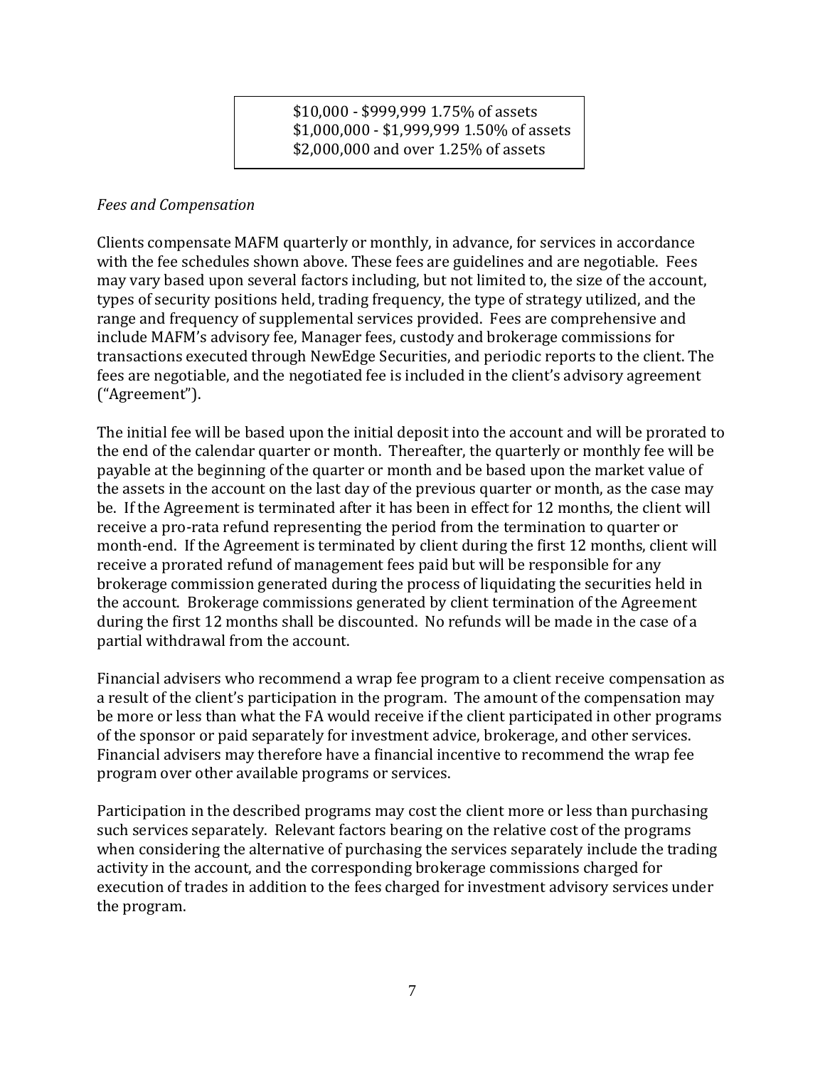$10,000 - $999,999 1.75% of assets
$1,000,000 - $1,999,999 1.50% of assets
$2,000,000 and over 1.25% of assets

*Fees and Compensation*

Clients compensate MAFM quarterly or monthly, in advance, for services in accordance with the fee schedules shown above. These fees are guidelines and are negotiable. Fees may vary based upon several factors including, but not limited to, the size of the account, types of security positions held, trading frequency, the type of strategy utilized, and the range and frequency of supplemental services provided. Fees are comprehensive and include MAFM's advisory fee, Manager fees, custody and brokerage commissions for transactions executed through NewEdge Securities, and periodic reports to the client. The fees are negotiable, and the negotiated fee is included in the client's advisory agreement ("Agreement").

The initial fee will be based upon the initial deposit into the account and will be prorated to the end of the calendar quarter or month. Thereafter, the quarterly or monthly fee will be payable at the beginning of the quarter or month and be based upon the market value of the assets in the account on the last day of the previous quarter or month, as the case may be. If the Agreement is terminated after it has been in effect for 12 months, the client will receive a pro-rata refund representing the period from the termination to quarter or month-end. If the Agreement is terminated by client during the first 12 months, client will receive a prorated refund of management fees paid but will be responsible for any brokerage commission generated during the process of liquidating the securities held in the account. Brokerage commissions generated by client termination of the Agreement during the first 12 months shall be discounted. No refunds will be made in the case of a partial withdrawal from the account.

Financial advisers who recommend a wrap fee program to a client receive compensation as a result of the client's participation in the program. The amount of the compensation may be more or less than what the FA would receive if the client participated in other programs of the sponsor or paid separately for investment advice, brokerage, and other services. Financial advisers may therefore have a financial incentive to recommend the wrap fee program over other available programs or services.

Participation in the described programs may cost the client more or less than purchasing such services separately. Relevant factors bearing on the relative cost of the programs when considering the alternative of purchasing the services separately include the trading activity in the account, and the corresponding brokerage commissions charged for execution of trades in addition to the fees charged for investment advisory services under the program.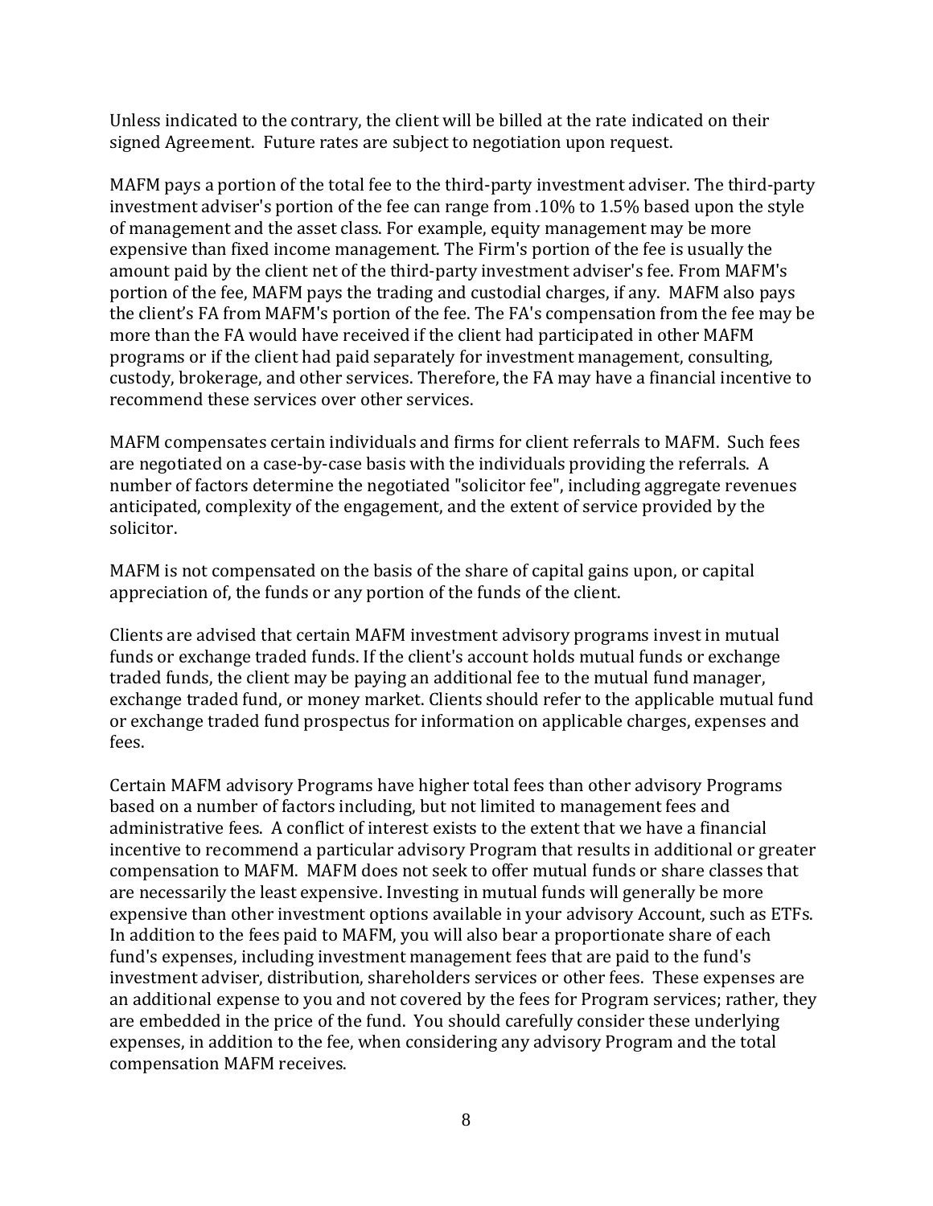Unless indicated to the contrary, the client will be billed at the rate indicated on their signed Agreement. Future rates are subject to negotiation upon request.

MAFM pays a portion of the total fee to the third-party investment adviser. The third-party investment adviser's portion of the fee can range from .10% to 1.5% based upon the style of management and the asset class. For example, equity management may be more expensive than fixed income management. The Firm's portion of the fee is usually the amount paid by the client net of the third-party investment adviser's fee. From MAFM's portion of the fee, MAFM pays the trading and custodial charges, if any. MAFM also pays the client's FA from MAFM's portion of the fee. The FA's compensation from the fee may be more than the FA would have received if the client had participated in other MAFM programs or if the client had paid separately for investment management, consulting, custody, brokerage, and other services. Therefore, the FA may have a financial incentive to recommend these services over other services.

MAFM compensates certain individuals and firms for client referrals to MAFM. Such fees are negotiated on a case-by-case basis with the individuals providing the referrals. A number of factors determine the negotiated "solicitor fee", including aggregate revenues anticipated, complexity of the engagement, and the extent of service provided by the solicitor.

MAFM is not compensated on the basis of the share of capital gains upon, or capital appreciation of, the funds or any portion of the funds of the client.

Clients are advised that certain MAFM investment advisory programs invest in mutual funds or exchange traded funds. If the client's account holds mutual funds or exchange traded funds, the client may be paying an additional fee to the mutual fund manager, exchange traded fund, or money market. Clients should refer to the applicable mutual fund or exchange traded fund prospectus for information on applicable charges, expenses and fees.

Certain MAFM advisory Programs have higher total fees than other advisory Programs based on a number of factors including, but not limited to management fees and administrative fees. A conflict of interest exists to the extent that we have a financial incentive to recommend a particular advisory Program that results in additional or greater compensation to MAFM. MAFM does not seek to offer mutual funds or share classes that are necessarily the least expensive. Investing in mutual funds will generally be more expensive than other investment options available in your advisory Account, such as ETFs. In addition to the fees paid to MAFM, you will also bear a proportionate share of each fund's expenses, including investment management fees that are paid to the fund's investment adviser, distribution, shareholders services or other fees. These expenses are an additional expense to you and not covered by the fees for Program services; rather, they are embedded in the price of the fund. You should carefully consider these underlying expenses, in addition to the fee, when considering any advisory Program and the total compensation MAFM receives.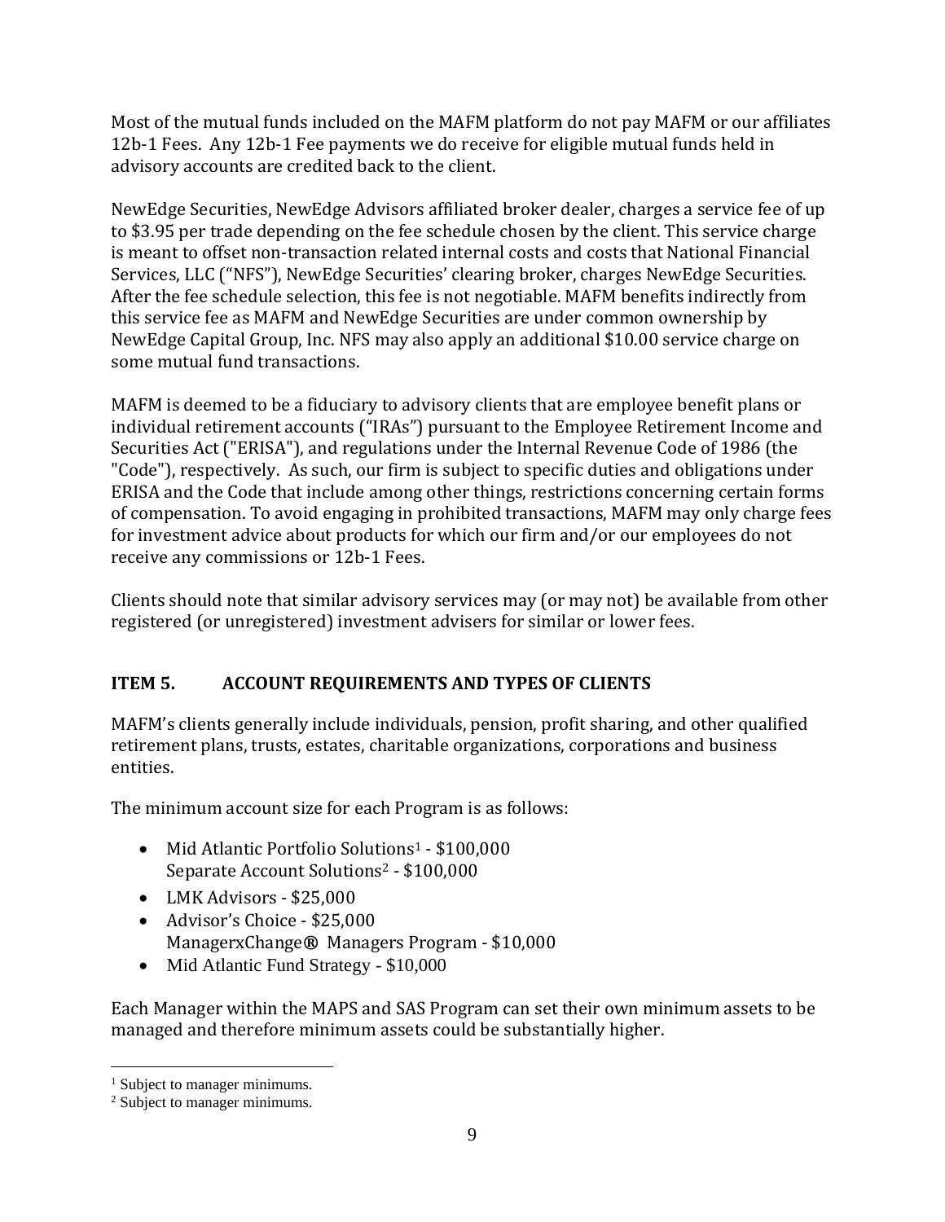Most of the mutual funds included on the MAFM platform do not pay MAFM or our affiliates 12b-1 Fees. Any 12b-1 Fee payments we do receive for eligible mutual funds held in advisory accounts are credited back to the client.

NewEdge Securities, NewEdge Advisors affiliated broker dealer, charges a service fee of up to $3.95 per trade depending on the fee schedule chosen by the client. This service charge is meant to offset non-transaction related internal costs and costs that National Financial Services, LLC ("NFS"), NewEdge Securities' clearing broker, charges NewEdge Securities. After the fee schedule selection, this fee is not negotiable. MAFM benefits indirectly from this service fee as MAFM and NewEdge Securities are under common ownership by NewEdge Capital Group, Inc. NFS may also apply an additional $10.00 service charge on some mutual fund transactions.

MAFM is deemed to be a fiduciary to advisory clients that are employee benefit plans or individual retirement accounts ("IRAs") pursuant to the Employee Retirement Income and Securities Act ("ERISA"), and regulations under the Internal Revenue Code of 1986 (the "Code"), respectively. As such, our firm is subject to specific duties and obligations under ERISA and the Code that include among other things, restrictions concerning certain forms of compensation. To avoid engaging in prohibited transactions, MAFM may only charge fees for investment advice about products for which our firm and/or our employees do not receive any commissions or 12b-1 Fees.

Clients should note that similar advisory services may (or may not) be available from other registered (or unregistered) investment advisers for similar or lower fees.

## ITEM 5. ACCOUNT REQUIREMENTS AND TYPES OF CLIENTS

MAFM's clients generally include individuals, pension, profit sharing, and other qualified retirement plans, trusts, estates, charitable organizations, corporations and business entities.

The minimum account size for each Program is as follows:

- Mid Atlantic Portfolio Solutions[1] - $100,000
  Separate Account Solutions[2] - $100,000
- LMK Advisors - $25,000
- Advisor's Choice - $25,000
  ManagerxChange® Managers Program - $10,000
- Mid Atlantic Fund Strategy - $10,000

Each Manager within the MAPS and SAS Program can set their own minimum assets to be managed and therefore minimum assets could be substantially higher.

[1] Subject to manager minimums.

[2] Subject to manager minimums.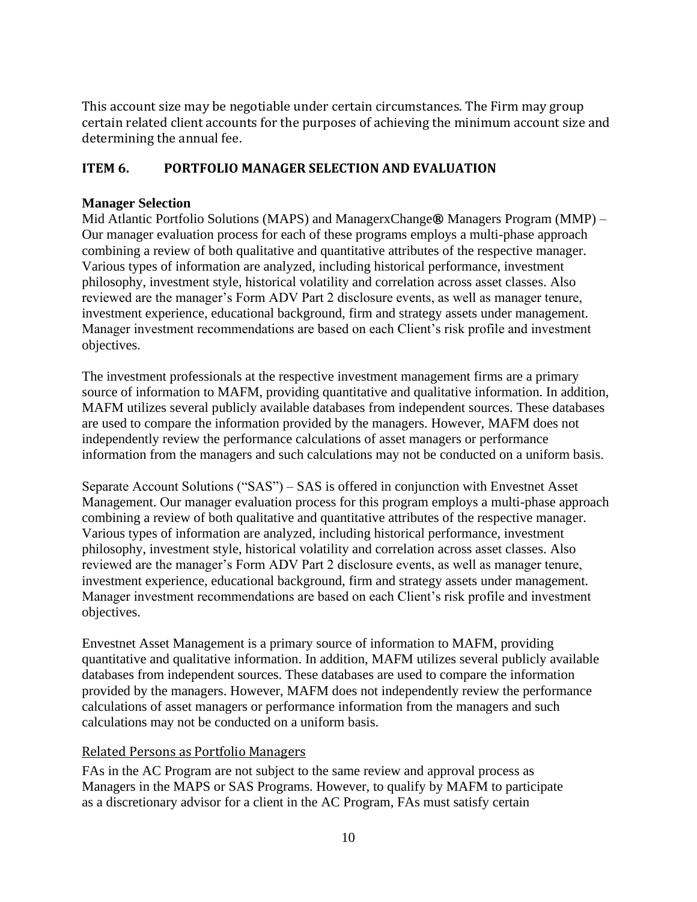This account size may be negotiable under certain circumstances. The Firm may group certain related client accounts for the purposes of achieving the minimum account size and determining the annual fee.

## ITEM 6. PORTFOLIO MANAGER SELECTION AND EVALUATION

**Manager Selection**

Mid Atlantic Portfolio Solutions (MAPS) and ManagerxChange® Managers Program (MMP) – Our manager evaluation process for each of these programs employs a multi-phase approach combining a review of both qualitative and quantitative attributes of the respective manager. Various types of information are analyzed, including historical performance, investment philosophy, investment style, historical volatility and correlation across asset classes. Also reviewed are the manager's Form ADV Part 2 disclosure events, as well as manager tenure, investment experience, educational background, firm and strategy assets under management. Manager investment recommendations are based on each Client's risk profile and investment objectives.

The investment professionals at the respective investment management firms are a primary source of information to MAFM, providing quantitative and qualitative information. In addition, MAFM utilizes several publicly available databases from independent sources. These databases are used to compare the information provided by the managers. However, MAFM does not independently review the performance calculations of asset managers or performance information from the managers and such calculations may not be conducted on a uniform basis.

Separate Account Solutions ("SAS") – SAS is offered in conjunction with Envestnet Asset Management. Our manager evaluation process for this program employs a multi-phase approach combining a review of both qualitative and quantitative attributes of the respective manager. Various types of information are analyzed, including historical performance, investment philosophy, investment style, historical volatility and correlation across asset classes. Also reviewed are the manager's Form ADV Part 2 disclosure events, as well as manager tenure, investment experience, educational background, firm and strategy assets under management. Manager investment recommendations are based on each Client's risk profile and investment objectives.

Envestnet Asset Management is a primary source of information to MAFM, providing quantitative and qualitative information. In addition, MAFM utilizes several publicly available databases from independent sources. These databases are used to compare the information provided by the managers. However, MAFM does not independently review the performance calculations of asset managers or performance information from the managers and such calculations may not be conducted on a uniform basis.

Related Persons as Portfolio Managers

FAs in the AC Program are not subject to the same review and approval process as Managers in the MAPS or SAS Programs. However, to qualify by MAFM to participate as a discretionary advisor for a client in the AC Program, FAs must satisfy certain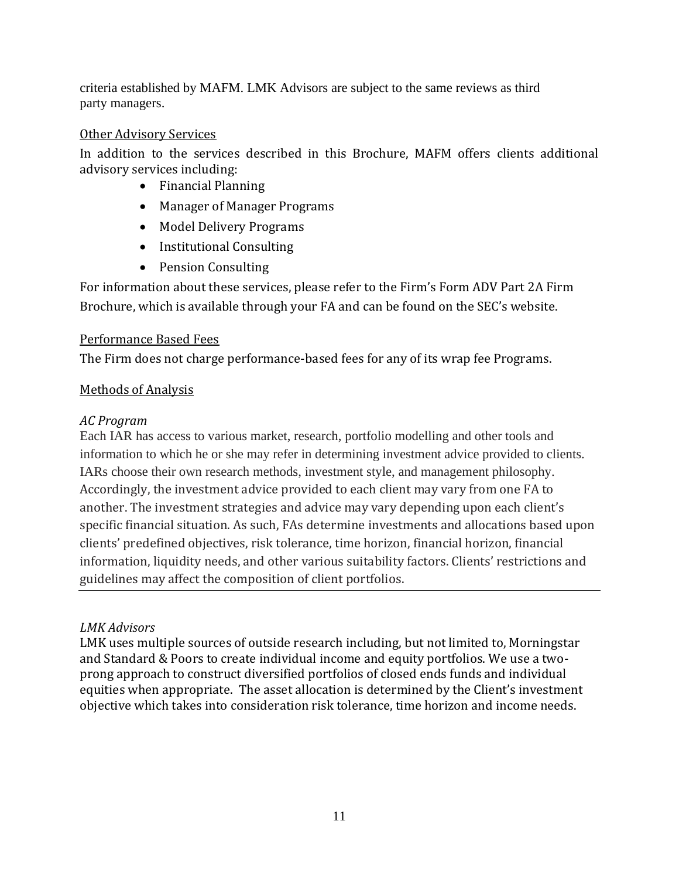criteria established by MAFM. LMK Advisors are subject to the same reviews as third party managers.

Other Advisory Services

In addition to the services described in this Brochure, MAFM offers clients additional advisory services including:

- Financial Planning
- Manager of Manager Programs
- Model Delivery Programs
- Institutional Consulting
- Pension Consulting

For information about these services, please refer to the Firm's Form ADV Part 2A Firm Brochure, which is available through your FA and can be found on the SEC's website.

Performance Based Fees

The Firm does not charge performance-based fees for any of its wrap fee Programs.

Methods of Analysis

*AC Program*

Each IAR has access to various market, research, portfolio modelling and other tools and information to which he or she may refer in determining investment advice provided to clients. IARs choose their own research methods, investment style, and management philosophy. Accordingly, the investment advice provided to each client may vary from one FA to another. The investment strategies and advice may vary depending upon each client's specific financial situation. As such, FAs determine investments and allocations based upon clients' predefined objectives, risk tolerance, time horizon, financial horizon, financial information, liquidity needs, and other various suitability factors. Clients' restrictions and guidelines may affect the composition of client portfolios.

---

*LMK Advisors*

LMK uses multiple sources of outside research including, but not limited to, Morningstar and Standard & Poors to create individual income and equity portfolios. We use a two-prong approach to construct diversified portfolios of closed ends funds and individual equities when appropriate. The asset allocation is determined by the Client's investment objective which takes into consideration risk tolerance, time horizon and income needs.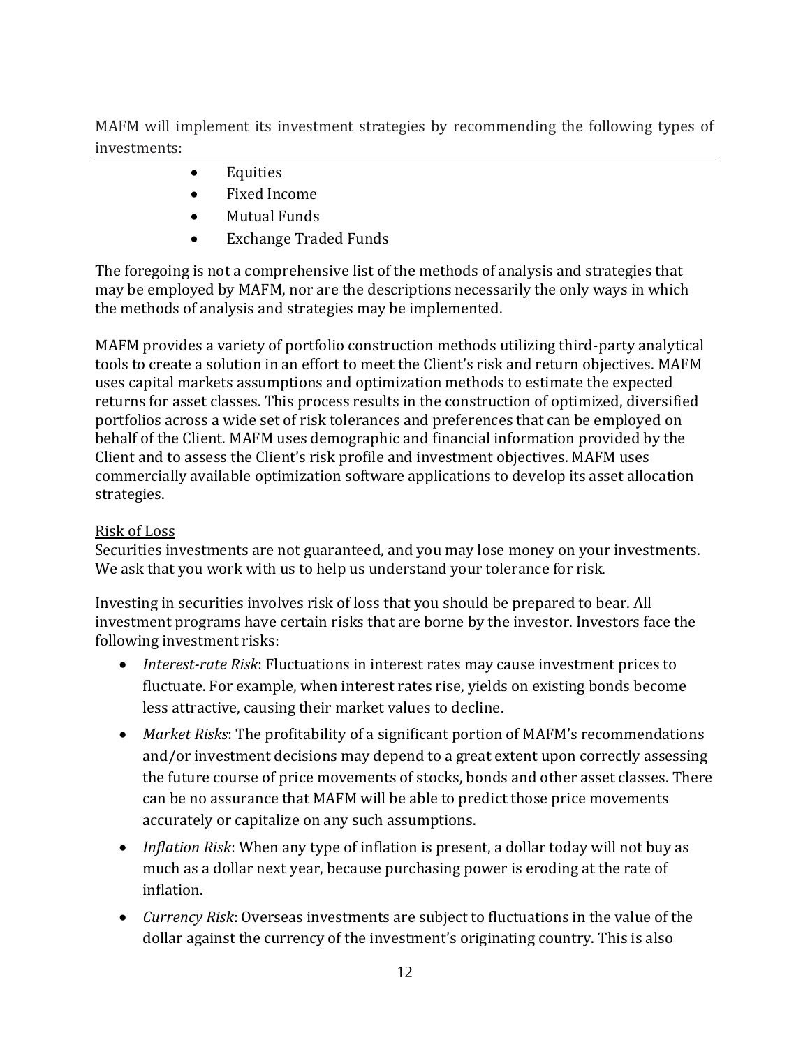MAFM will implement its investment strategies by recommending the following types of investments:

- Equities
- Fixed Income
- Mutual Funds
- Exchange Traded Funds

The foregoing is not a comprehensive list of the methods of analysis and strategies that may be employed by MAFM, nor are the descriptions necessarily the only ways in which the methods of analysis and strategies may be implemented.

MAFM provides a variety of portfolio construction methods utilizing third-party analytical tools to create a solution in an effort to meet the Client's risk and return objectives. MAFM uses capital markets assumptions and optimization methods to estimate the expected returns for asset classes. This process results in the construction of optimized, diversified portfolios across a wide set of risk tolerances and preferences that can be employed on behalf of the Client. MAFM uses demographic and financial information provided by the Client and to assess the Client's risk profile and investment objectives. MAFM uses commercially available optimization software applications to develop its asset allocation strategies.

Risk of Loss

Securities investments are not guaranteed, and you may lose money on your investments. We ask that you work with us to help us understand your tolerance for risk.

Investing in securities involves risk of loss that you should be prepared to bear. All investment programs have certain risks that are borne by the investor. Investors face the following investment risks:

- *Interest-rate Risk*: Fluctuations in interest rates may cause investment prices to fluctuate. For example, when interest rates rise, yields on existing bonds become less attractive, causing their market values to decline.
- *Market Risks*: The profitability of a significant portion of MAFM's recommendations and/or investment decisions may depend to a great extent upon correctly assessing the future course of price movements of stocks, bonds and other asset classes. There can be no assurance that MAFM will be able to predict those price movements accurately or capitalize on any such assumptions.
- *Inflation Risk*: When any type of inflation is present, a dollar today will not buy as much as a dollar next year, because purchasing power is eroding at the rate of inflation.
- *Currency Risk*: Overseas investments are subject to fluctuations in the value of the dollar against the currency of the investment's originating country. This is also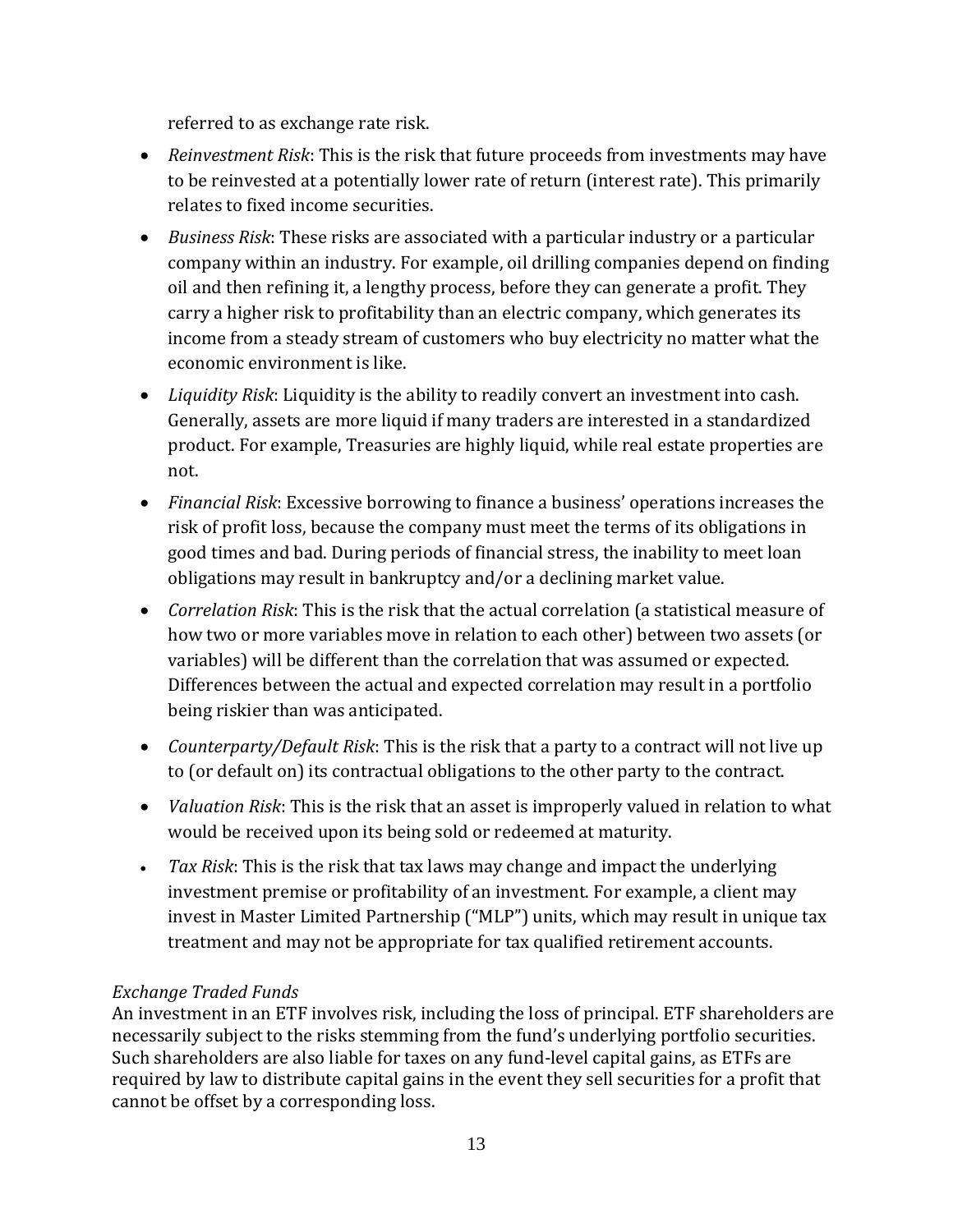referred to as exchange rate risk.

- *Reinvestment Risk*: This is the risk that future proceeds from investments may have to be reinvested at a potentially lower rate of return (interest rate). This primarily relates to fixed income securities.
- *Business Risk*: These risks are associated with a particular industry or a particular company within an industry. For example, oil drilling companies depend on finding oil and then refining it, a lengthy process, before they can generate a profit. They carry a higher risk to profitability than an electric company, which generates its income from a steady stream of customers who buy electricity no matter what the economic environment is like.
- *Liquidity Risk*: Liquidity is the ability to readily convert an investment into cash. Generally, assets are more liquid if many traders are interested in a standardized product. For example, Treasuries are highly liquid, while real estate properties are not.
- *Financial Risk*: Excessive borrowing to finance a business' operations increases the risk of profit loss, because the company must meet the terms of its obligations in good times and bad. During periods of financial stress, the inability to meet loan obligations may result in bankruptcy and/or a declining market value.
- *Correlation Risk*: This is the risk that the actual correlation (a statistical measure of how two or more variables move in relation to each other) between two assets (or variables) will be different than the correlation that was assumed or expected. Differences between the actual and expected correlation may result in a portfolio being riskier than was anticipated.
- *Counterparty/Default Risk*: This is the risk that a party to a contract will not live up to (or default on) its contractual obligations to the other party to the contract.
- *Valuation Risk*: This is the risk that an asset is improperly valued in relation to what would be received upon its being sold or redeemed at maturity.
- *Tax Risk*: This is the risk that tax laws may change and impact the underlying investment premise or profitability of an investment. For example, a client may invest in Master Limited Partnership ("MLP") units, which may result in unique tax treatment and may not be appropriate for tax qualified retirement accounts.

*Exchange Traded Funds*

An investment in an ETF involves risk, including the loss of principal. ETF shareholders are necessarily subject to the risks stemming from the fund's underlying portfolio securities. Such shareholders are also liable for taxes on any fund-level capital gains, as ETFs are required by law to distribute capital gains in the event they sell securities for a profit that cannot be offset by a corresponding loss.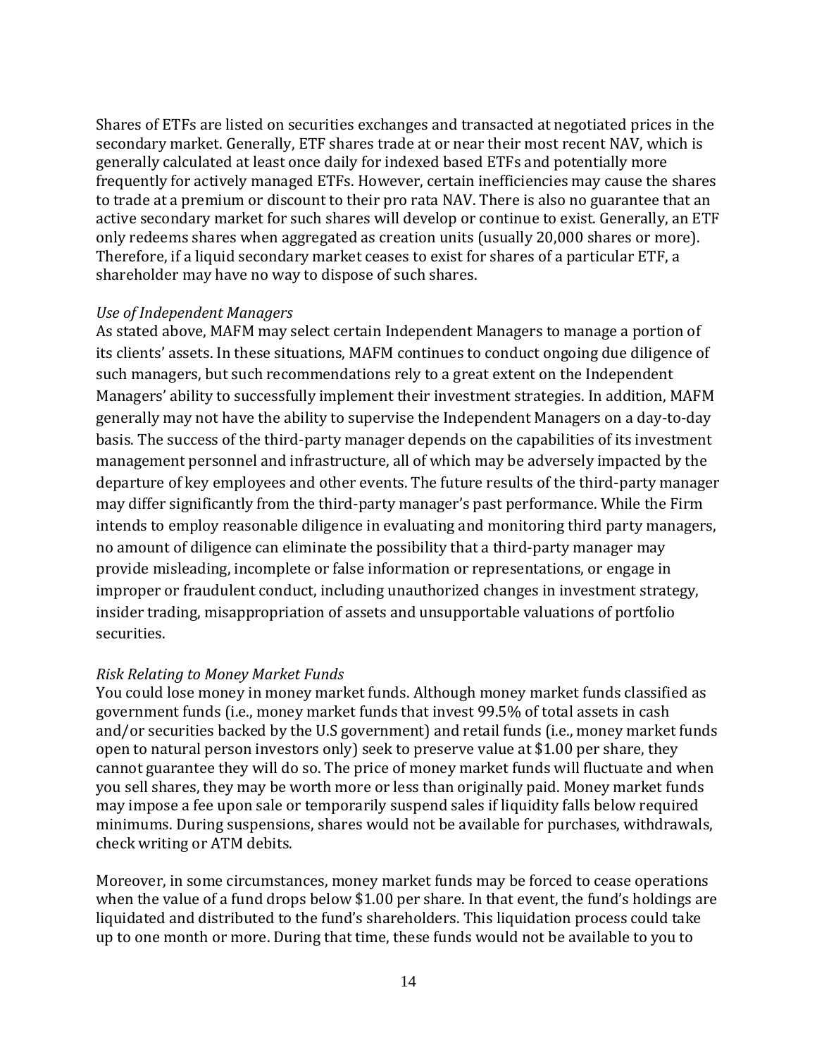Shares of ETFs are listed on securities exchanges and transacted at negotiated prices in the secondary market. Generally, ETF shares trade at or near their most recent NAV, which is generally calculated at least once daily for indexed based ETFs and potentially more frequently for actively managed ETFs. However, certain inefficiencies may cause the shares to trade at a premium or discount to their pro rata NAV. There is also no guarantee that an active secondary market for such shares will develop or continue to exist. Generally, an ETF only redeems shares when aggregated as creation units (usually 20,000 shares or more). Therefore, if a liquid secondary market ceases to exist for shares of a particular ETF, a shareholder may have no way to dispose of such shares.

*Use of Independent Managers*
As stated above, MAFM may select certain Independent Managers to manage a portion of its clients' assets. In these situations, MAFM continues to conduct ongoing due diligence of such managers, but such recommendations rely to a great extent on the Independent Managers' ability to successfully implement their investment strategies. In addition, MAFM generally may not have the ability to supervise the Independent Managers on a day-to-day basis. The success of the third-party manager depends on the capabilities of its investment management personnel and infrastructure, all of which may be adversely impacted by the departure of key employees and other events. The future results of the third-party manager may differ significantly from the third-party manager's past performance. While the Firm intends to employ reasonable diligence in evaluating and monitoring third party managers, no amount of diligence can eliminate the possibility that a third-party manager may provide misleading, incomplete or false information or representations, or engage in improper or fraudulent conduct, including unauthorized changes in investment strategy, insider trading, misappropriation of assets and unsupportable valuations of portfolio securities.

*Risk Relating to Money Market Funds*
You could lose money in money market funds. Although money market funds classified as government funds (i.e., money market funds that invest 99.5% of total assets in cash and/or securities backed by the U.S government) and retail funds (i.e., money market funds open to natural person investors only) seek to preserve value at $1.00 per share, they cannot guarantee they will do so. The price of money market funds will fluctuate and when you sell shares, they may be worth more or less than originally paid. Money market funds may impose a fee upon sale or temporarily suspend sales if liquidity falls below required minimums. During suspensions, shares would not be available for purchases, withdrawals, check writing or ATM debits.

Moreover, in some circumstances, money market funds may be forced to cease operations when the value of a fund drops below $1.00 per share. In that event, the fund's holdings are liquidated and distributed to the fund's shareholders. This liquidation process could take up to one month or more. During that time, these funds would not be available to you to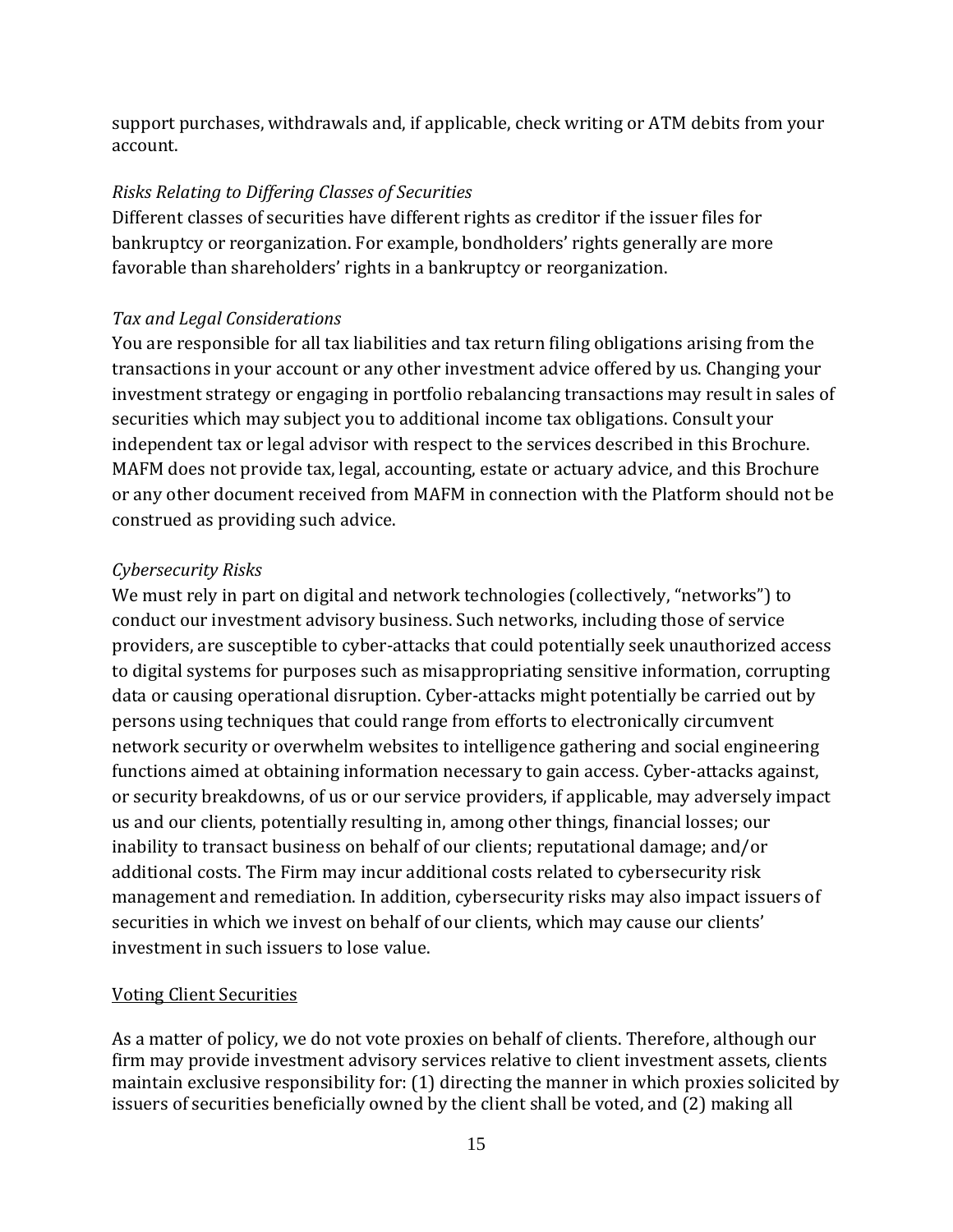support purchases, withdrawals and, if applicable, check writing or ATM debits from your account.

*Risks Relating to Differing Classes of Securities*
Different classes of securities have different rights as creditor if the issuer files for bankruptcy or reorganization. For example, bondholders' rights generally are more favorable than shareholders' rights in a bankruptcy or reorganization.

*Tax and Legal Considerations*
You are responsible for all tax liabilities and tax return filing obligations arising from the transactions in your account or any other investment advice offered by us. Changing your investment strategy or engaging in portfolio rebalancing transactions may result in sales of securities which may subject you to additional income tax obligations. Consult your independent tax or legal advisor with respect to the services described in this Brochure. MAFM does not provide tax, legal, accounting, estate or actuary advice, and this Brochure or any other document received from MAFM in connection with the Platform should not be construed as providing such advice.

*Cybersecurity Risks*
We must rely in part on digital and network technologies (collectively, "networks") to conduct our investment advisory business. Such networks, including those of service providers, are susceptible to cyber-attacks that could potentially seek unauthorized access to digital systems for purposes such as misappropriating sensitive information, corrupting data or causing operational disruption. Cyber-attacks might potentially be carried out by persons using techniques that could range from efforts to electronically circumvent network security or overwhelm websites to intelligence gathering and social engineering functions aimed at obtaining information necessary to gain access. Cyber-attacks against, or security breakdowns, of us or our service providers, if applicable, may adversely impact us and our clients, potentially resulting in, among other things, financial losses; our inability to transact business on behalf of our clients; reputational damage; and/or additional costs. The Firm may incur additional costs related to cybersecurity risk management and remediation. In addition, cybersecurity risks may also impact issuers of securities in which we invest on behalf of our clients, which may cause our clients' investment in such issuers to lose value.

## Voting Client Securities

As a matter of policy, we do not vote proxies on behalf of clients. Therefore, although our firm may provide investment advisory services relative to client investment assets, clients maintain exclusive responsibility for: (1) directing the manner in which proxies solicited by issuers of securities beneficially owned by the client shall be voted, and (2) making all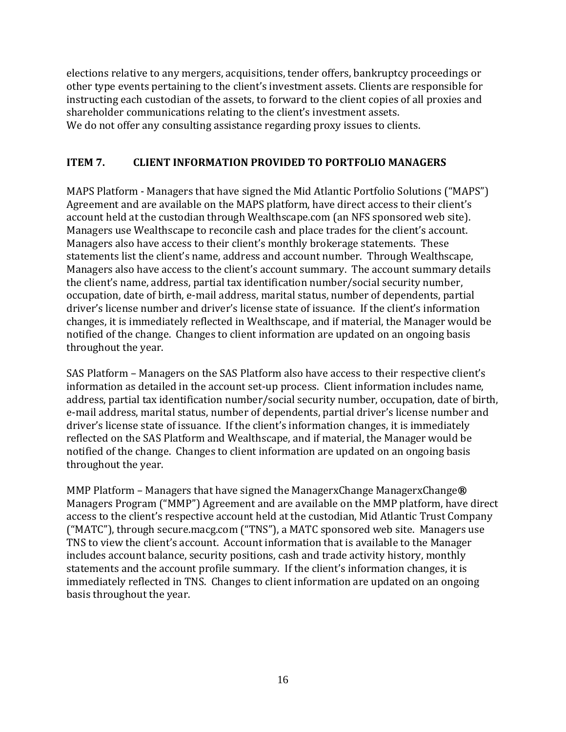elections relative to any mergers, acquisitions, tender offers, bankruptcy proceedings or other type events pertaining to the client's investment assets. Clients are responsible for instructing each custodian of the assets, to forward to the client copies of all proxies and shareholder communications relating to the client's investment assets.
We do not offer any consulting assistance regarding proxy issues to clients.

## ITEM 7. CLIENT INFORMATION PROVIDED TO PORTFOLIO MANAGERS

MAPS Platform - Managers that have signed the Mid Atlantic Portfolio Solutions ("MAPS") Agreement and are available on the MAPS platform, have direct access to their client's account held at the custodian through Wealthscape.com (an NFS sponsored web site). Managers use Wealthscape to reconcile cash and place trades for the client's account. Managers also have access to their client's monthly brokerage statements. These statements list the client's name, address and account number. Through Wealthscape, Managers also have access to the client's account summary. The account summary details the client's name, address, partial tax identification number/social security number, occupation, date of birth, e-mail address, marital status, number of dependents, partial driver's license number and driver's license state of issuance. If the client's information changes, it is immediately reflected in Wealthscape, and if material, the Manager would be notified of the change. Changes to client information are updated on an ongoing basis throughout the year.

SAS Platform – Managers on the SAS Platform also have access to their respective client's information as detailed in the account set-up process. Client information includes name, address, partial tax identification number/social security number, occupation, date of birth, e-mail address, marital status, number of dependents, partial driver's license number and driver's license state of issuance. If the client's information changes, it is immediately reflected on the SAS Platform and Wealthscape, and if material, the Manager would be notified of the change. Changes to client information are updated on an ongoing basis throughout the year.

MMP Platform – Managers that have signed the ManagerxChange ManagerxChange® Managers Program ("MMP") Agreement and are available on the MMP platform, have direct access to the client's respective account held at the custodian, Mid Atlantic Trust Company ("MATC"), through secure.macg.com ("TNS"), a MATC sponsored web site. Managers use TNS to view the client's account. Account information that is available to the Manager includes account balance, security positions, cash and trade activity history, monthly statements and the account profile summary. If the client's information changes, it is immediately reflected in TNS. Changes to client information are updated on an ongoing basis throughout the year.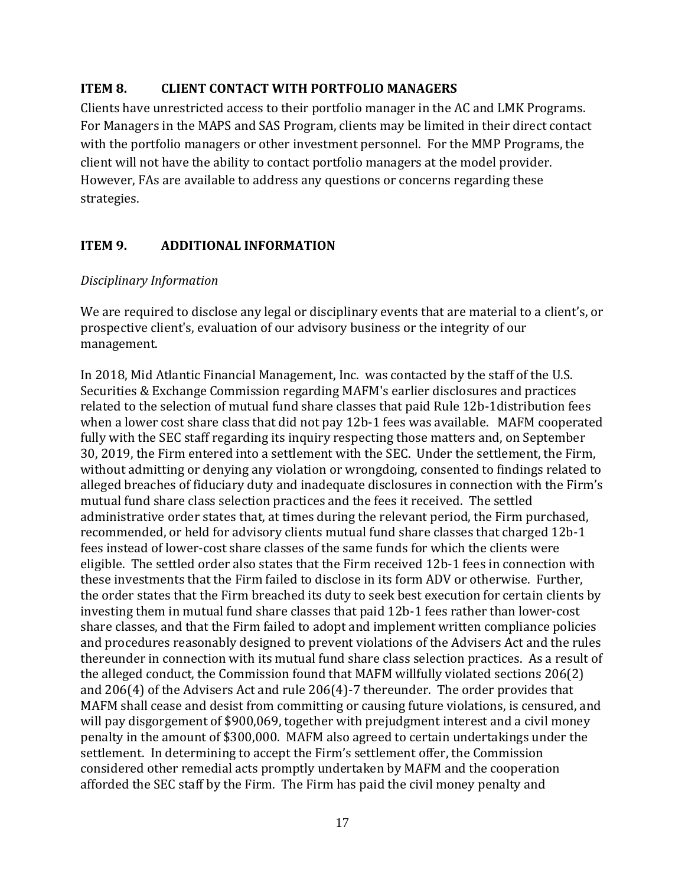## ITEM 8. CLIENT CONTACT WITH PORTFOLIO MANAGERS

Clients have unrestricted access to their portfolio manager in the AC and LMK Programs. For Managers in the MAPS and SAS Program, clients may be limited in their direct contact with the portfolio managers or other investment personnel. For the MMP Programs, the client will not have the ability to contact portfolio managers at the model provider. However, FAs are available to address any questions or concerns regarding these strategies.

## ITEM 9. ADDITIONAL INFORMATION

*Disciplinary Information*

We are required to disclose any legal or disciplinary events that are material to a client's, or prospective client's, evaluation of our advisory business or the integrity of our management.

In 2018, Mid Atlantic Financial Management, Inc. was contacted by the staff of the U.S. Securities & Exchange Commission regarding MAFM's earlier disclosures and practices related to the selection of mutual fund share classes that paid Rule 12b-1distribution fees when a lower cost share class that did not pay 12b-1 fees was available. MAFM cooperated fully with the SEC staff regarding its inquiry respecting those matters and, on September 30, 2019, the Firm entered into a settlement with the SEC. Under the settlement, the Firm, without admitting or denying any violation or wrongdoing, consented to findings related to alleged breaches of fiduciary duty and inadequate disclosures in connection with the Firm's mutual fund share class selection practices and the fees it received. The settled administrative order states that, at times during the relevant period, the Firm purchased, recommended, or held for advisory clients mutual fund share classes that charged 12b-1 fees instead of lower-cost share classes of the same funds for which the clients were eligible. The settled order also states that the Firm received 12b-1 fees in connection with these investments that the Firm failed to disclose in its form ADV or otherwise. Further, the order states that the Firm breached its duty to seek best execution for certain clients by investing them in mutual fund share classes that paid 12b-1 fees rather than lower-cost share classes, and that the Firm failed to adopt and implement written compliance policies and procedures reasonably designed to prevent violations of the Advisers Act and the rules thereunder in connection with its mutual fund share class selection practices. As a result of the alleged conduct, the Commission found that MAFM willfully violated sections 206(2) and 206(4) of the Advisers Act and rule 206(4)-7 thereunder. The order provides that MAFM shall cease and desist from committing or causing future violations, is censured, and will pay disgorgement of $900,069, together with prejudgment interest and a civil money penalty in the amount of $300,000. MAFM also agreed to certain undertakings under the settlement. In determining to accept the Firm's settlement offer, the Commission considered other remedial acts promptly undertaken by MAFM and the cooperation afforded the SEC staff by the Firm. The Firm has paid the civil money penalty and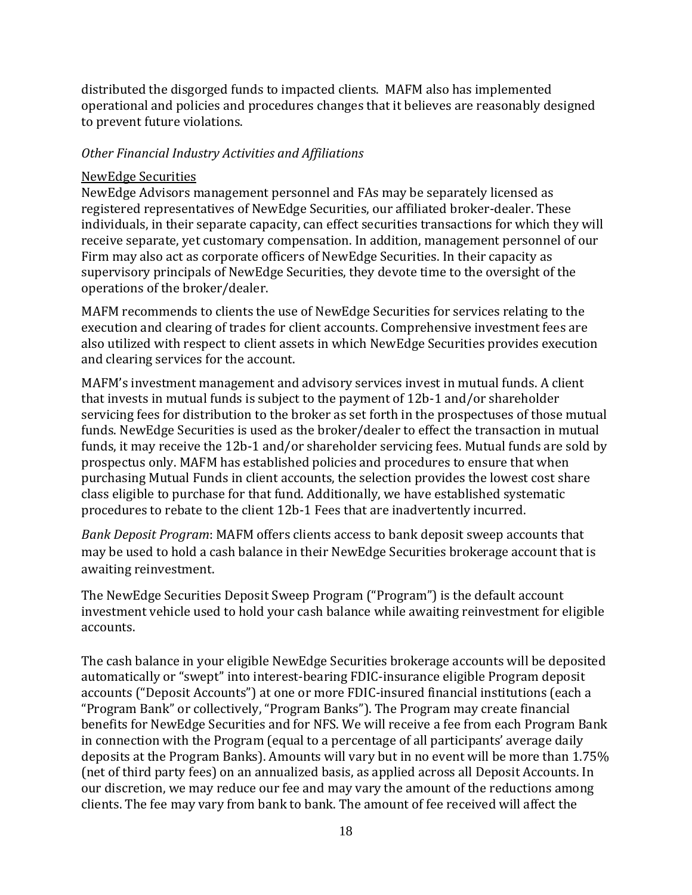distributed the disgorged funds to impacted clients. MAFM also has implemented operational and policies and procedures changes that it believes are reasonably designed to prevent future violations.

*Other Financial Industry Activities and Affiliations*

NewEdge Securities

NewEdge Advisors management personnel and FAs may be separately licensed as registered representatives of NewEdge Securities, our affiliated broker-dealer. These individuals, in their separate capacity, can effect securities transactions for which they will receive separate, yet customary compensation. In addition, management personnel of our Firm may also act as corporate officers of NewEdge Securities. In their capacity as supervisory principals of NewEdge Securities, they devote time to the oversight of the operations of the broker/dealer.

MAFM recommends to clients the use of NewEdge Securities for services relating to the execution and clearing of trades for client accounts. Comprehensive investment fees are also utilized with respect to client assets in which NewEdge Securities provides execution and clearing services for the account.

MAFM's investment management and advisory services invest in mutual funds. A client that invests in mutual funds is subject to the payment of 12b-1 and/or shareholder servicing fees for distribution to the broker as set forth in the prospectuses of those mutual funds. NewEdge Securities is used as the broker/dealer to effect the transaction in mutual funds, it may receive the 12b-1 and/or shareholder servicing fees. Mutual funds are sold by prospectus only. MAFM has established policies and procedures to ensure that when purchasing Mutual Funds in client accounts, the selection provides the lowest cost share class eligible to purchase for that fund. Additionally, we have established systematic procedures to rebate to the client 12b-1 Fees that are inadvertently incurred.

*Bank Deposit Program*: MAFM offers clients access to bank deposit sweep accounts that may be used to hold a cash balance in their NewEdge Securities brokerage account that is awaiting reinvestment.

The NewEdge Securities Deposit Sweep Program ("Program") is the default account investment vehicle used to hold your cash balance while awaiting reinvestment for eligible accounts.

The cash balance in your eligible NewEdge Securities brokerage accounts will be deposited automatically or "swept" into interest-bearing FDIC-insurance eligible Program deposit accounts ("Deposit Accounts") at one or more FDIC-insured financial institutions (each a "Program Bank" or collectively, "Program Banks"). The Program may create financial benefits for NewEdge Securities and for NFS. We will receive a fee from each Program Bank in connection with the Program (equal to a percentage of all participants' average daily deposits at the Program Banks). Amounts will vary but in no event will be more than 1.75% (net of third party fees) on an annualized basis, as applied across all Deposit Accounts. In our discretion, we may reduce our fee and may vary the amount of the reductions among clients. The fee may vary from bank to bank. The amount of fee received will affect the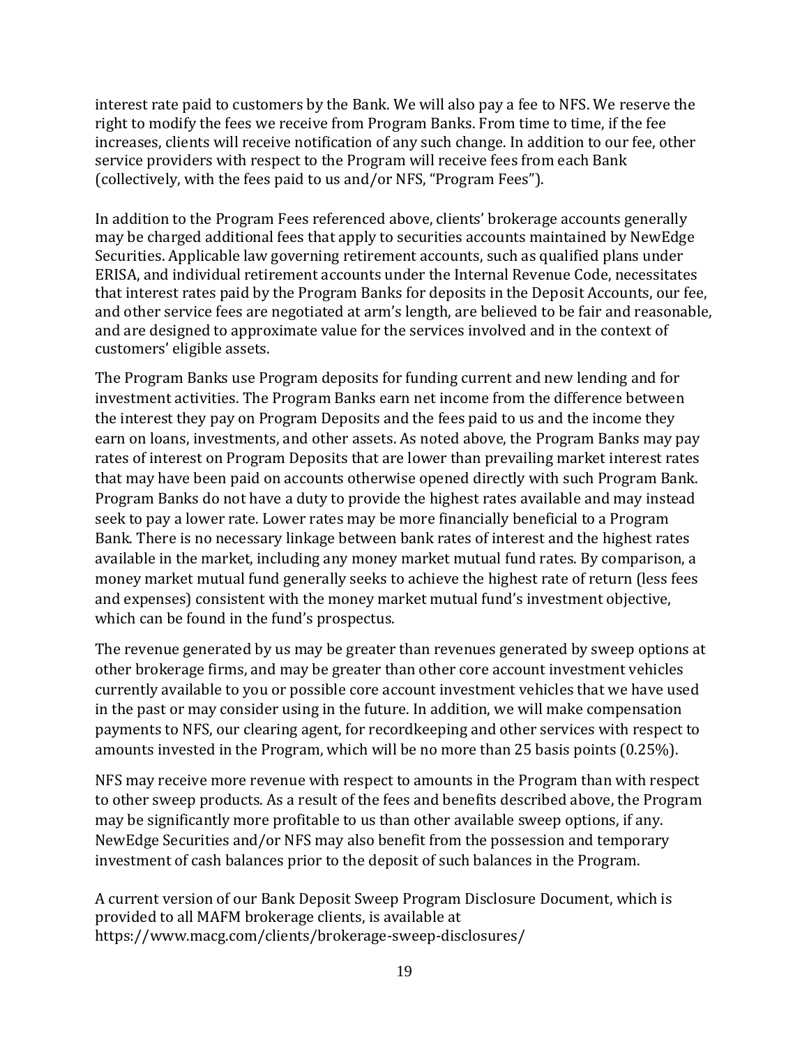interest rate paid to customers by the Bank. We will also pay a fee to NFS. We reserve the right to modify the fees we receive from Program Banks. From time to time, if the fee increases, clients will receive notification of any such change. In addition to our fee, other service providers with respect to the Program will receive fees from each Bank (collectively, with the fees paid to us and/or NFS, "Program Fees").

In addition to the Program Fees referenced above, clients' brokerage accounts generally may be charged additional fees that apply to securities accounts maintained by NewEdge Securities. Applicable law governing retirement accounts, such as qualified plans under ERISA, and individual retirement accounts under the Internal Revenue Code, necessitates that interest rates paid by the Program Banks for deposits in the Deposit Accounts, our fee, and other service fees are negotiated at arm's length, are believed to be fair and reasonable, and are designed to approximate value for the services involved and in the context of customers' eligible assets.

The Program Banks use Program deposits for funding current and new lending and for investment activities. The Program Banks earn net income from the difference between the interest they pay on Program Deposits and the fees paid to us and the income they earn on loans, investments, and other assets. As noted above, the Program Banks may pay rates of interest on Program Deposits that are lower than prevailing market interest rates that may have been paid on accounts otherwise opened directly with such Program Bank. Program Banks do not have a duty to provide the highest rates available and may instead seek to pay a lower rate. Lower rates may be more financially beneficial to a Program Bank. There is no necessary linkage between bank rates of interest and the highest rates available in the market, including any money market mutual fund rates. By comparison, a money market mutual fund generally seeks to achieve the highest rate of return (less fees and expenses) consistent with the money market mutual fund's investment objective, which can be found in the fund's prospectus.

The revenue generated by us may be greater than revenues generated by sweep options at other brokerage firms, and may be greater than other core account investment vehicles currently available to you or possible core account investment vehicles that we have used in the past or may consider using in the future. In addition, we will make compensation payments to NFS, our clearing agent, for recordkeeping and other services with respect to amounts invested in the Program, which will be no more than 25 basis points (0.25%).

NFS may receive more revenue with respect to amounts in the Program than with respect to other sweep products. As a result of the fees and benefits described above, the Program may be significantly more profitable to us than other available sweep options, if any. NewEdge Securities and/or NFS may also benefit from the possession and temporary investment of cash balances prior to the deposit of such balances in the Program.

A current version of our Bank Deposit Sweep Program Disclosure Document, which is provided to all MAFM brokerage clients, is available at https://www.macg.com/clients/brokerage-sweep-disclosures/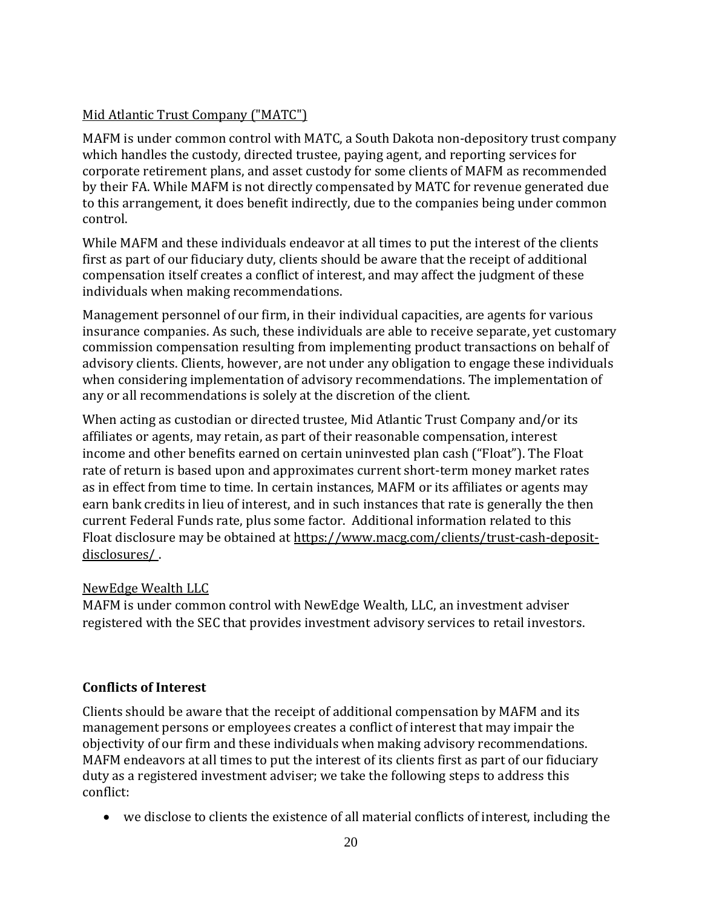Mid Atlantic Trust Company ("MATC")

MAFM is under common control with MATC, a South Dakota non-depository trust company which handles the custody, directed trustee, paying agent, and reporting services for corporate retirement plans, and asset custody for some clients of MAFM as recommended by their FA. While MAFM is not directly compensated by MATC for revenue generated due to this arrangement, it does benefit indirectly, due to the companies being under common control.

While MAFM and these individuals endeavor at all times to put the interest of the clients first as part of our fiduciary duty, clients should be aware that the receipt of additional compensation itself creates a conflict of interest, and may affect the judgment of these individuals when making recommendations.

Management personnel of our firm, in their individual capacities, are agents for various insurance companies. As such, these individuals are able to receive separate, yet customary commission compensation resulting from implementing product transactions on behalf of advisory clients. Clients, however, are not under any obligation to engage these individuals when considering implementation of advisory recommendations. The implementation of any or all recommendations is solely at the discretion of the client.

When acting as custodian or directed trustee, Mid Atlantic Trust Company and/or its affiliates or agents, may retain, as part of their reasonable compensation, interest income and other benefits earned on certain uninvested plan cash ("Float"). The Float rate of return is based upon and approximates current short-term money market rates as in effect from time to time. In certain instances, MAFM or its affiliates or agents may earn bank credits in lieu of interest, and in such instances that rate is generally the then current Federal Funds rate, plus some factor. Additional information related to this Float disclosure may be obtained at https://www.macg.com/clients/trust-cash-deposit-disclosures/ .

NewEdge Wealth LLC

MAFM is under common control with NewEdge Wealth, LLC, an investment adviser registered with the SEC that provides investment advisory services to retail investors.

**Conflicts of Interest**

Clients should be aware that the receipt of additional compensation by MAFM and its management persons or employees creates a conflict of interest that may impair the objectivity of our firm and these individuals when making advisory recommendations. MAFM endeavors at all times to put the interest of its clients first as part of our fiduciary duty as a registered investment adviser; we take the following steps to address this conflict:

- we disclose to clients the existence of all material conflicts of interest, including the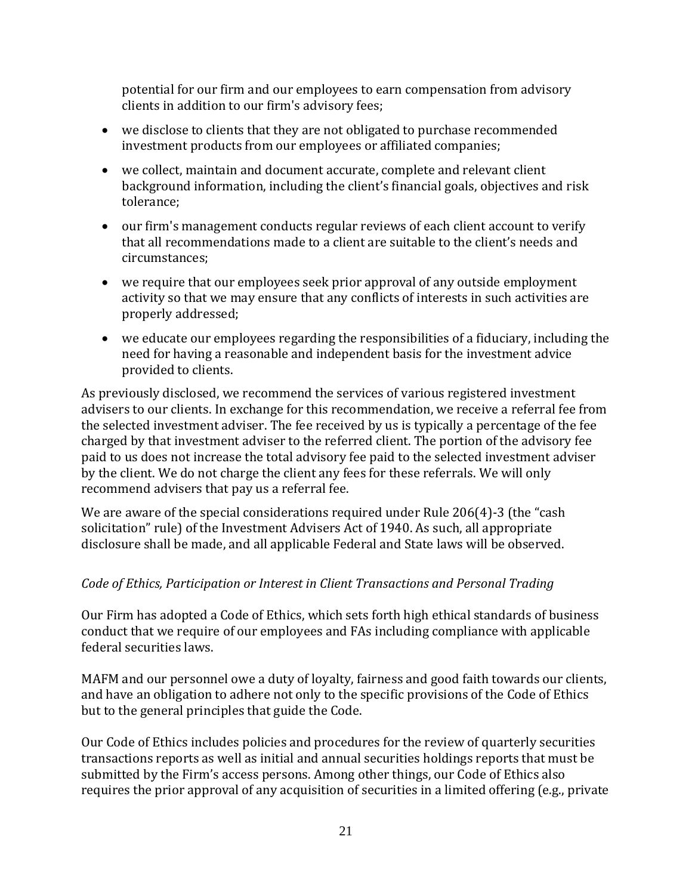potential for our firm and our employees to earn compensation from advisory clients in addition to our firm's advisory fees;

- we disclose to clients that they are not obligated to purchase recommended investment products from our employees or affiliated companies;
- we collect, maintain and document accurate, complete and relevant client background information, including the client's financial goals, objectives and risk tolerance;
- our firm's management conducts regular reviews of each client account to verify that all recommendations made to a client are suitable to the client's needs and circumstances;
- we require that our employees seek prior approval of any outside employment activity so that we may ensure that any conflicts of interests in such activities are properly addressed;
- we educate our employees regarding the responsibilities of a fiduciary, including the need for having a reasonable and independent basis for the investment advice provided to clients.

As previously disclosed, we recommend the services of various registered investment advisers to our clients. In exchange for this recommendation, we receive a referral fee from the selected investment adviser. The fee received by us is typically a percentage of the fee charged by that investment adviser to the referred client. The portion of the advisory fee paid to us does not increase the total advisory fee paid to the selected investment adviser by the client. We do not charge the client any fees for these referrals. We will only recommend advisers that pay us a referral fee.

We are aware of the special considerations required under Rule 206(4)-3 (the "cash solicitation" rule) of the Investment Advisers Act of 1940. As such, all appropriate disclosure shall be made, and all applicable Federal and State laws will be observed.

*Code of Ethics, Participation or Interest in Client Transactions and Personal Trading*

Our Firm has adopted a Code of Ethics, which sets forth high ethical standards of business conduct that we require of our employees and FAs including compliance with applicable federal securities laws.

MAFM and our personnel owe a duty of loyalty, fairness and good faith towards our clients, and have an obligation to adhere not only to the specific provisions of the Code of Ethics but to the general principles that guide the Code.

Our Code of Ethics includes policies and procedures for the review of quarterly securities transactions reports as well as initial and annual securities holdings reports that must be submitted by the Firm's access persons. Among other things, our Code of Ethics also requires the prior approval of any acquisition of securities in a limited offering (e.g., private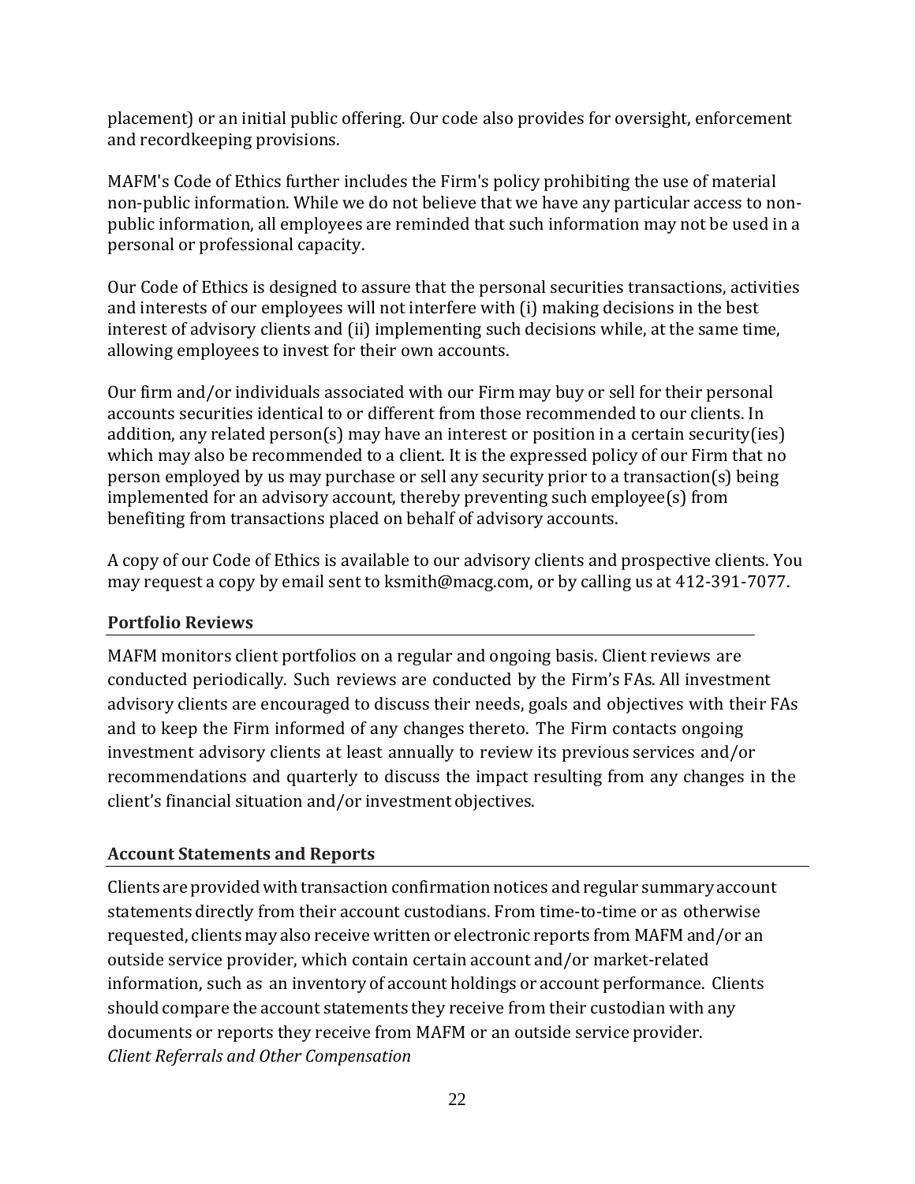placement) or an initial public offering. Our code also provides for oversight, enforcement and recordkeeping provisions.

MAFM's Code of Ethics further includes the Firm's policy prohibiting the use of material non-public information. While we do not believe that we have any particular access to non-public information, all employees are reminded that such information may not be used in a personal or professional capacity.

Our Code of Ethics is designed to assure that the personal securities transactions, activities and interests of our employees will not interfere with (i) making decisions in the best interest of advisory clients and (ii) implementing such decisions while, at the same time, allowing employees to invest for their own accounts.

Our firm and/or individuals associated with our Firm may buy or sell for their personal accounts securities identical to or different from those recommended to our clients. In addition, any related person(s) may have an interest or position in a certain security(ies) which may also be recommended to a client. It is the expressed policy of our Firm that no person employed by us may purchase or sell any security prior to a transaction(s) being implemented for an advisory account, thereby preventing such employee(s) from benefiting from transactions placed on behalf of advisory accounts.

A copy of our Code of Ethics is available to our advisory clients and prospective clients. You may request a copy by email sent to ksmith@macg.com, or by calling us at 412-391-7077.

## Portfolio Reviews

MAFM monitors client portfolios on a regular and ongoing basis. Client reviews are conducted periodically. Such reviews are conducted by the Firm's FAs. All investment advisory clients are encouraged to discuss their needs, goals and objectives with their FAs and to keep the Firm informed of any changes thereto. The Firm contacts ongoing investment advisory clients at least annually to review its previous services and/or recommendations and quarterly to discuss the impact resulting from any changes in the client's financial situation and/or investment objectives.

## Account Statements and Reports

Clients are provided with transaction confirmation notices and regular summary account statements directly from their account custodians. From time-to-time or as otherwise requested, clients may also receive written or electronic reports from MAFM and/or an outside service provider, which contain certain account and/or market-related information, such as an inventory of account holdings or account performance. Clients should compare the account statements they receive from their custodian with any documents or reports they receive from MAFM or an outside service provider.

*Client Referrals and Other Compensation*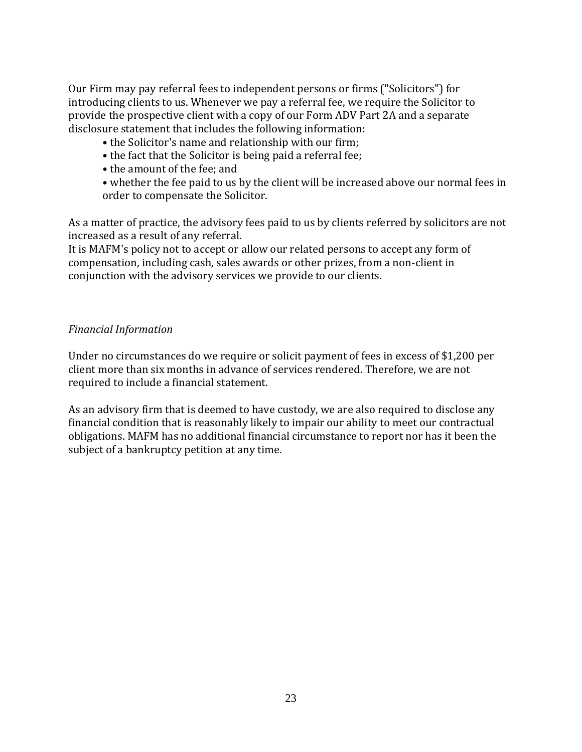Our Firm may pay referral fees to independent persons or firms ("Solicitors") for introducing clients to us. Whenever we pay a referral fee, we require the Solicitor to provide the prospective client with a copy of our Form ADV Part 2A and a separate disclosure statement that includes the following information:

- the Solicitor's name and relationship with our firm;
- the fact that the Solicitor is being paid a referral fee;
- the amount of the fee; and
- whether the fee paid to us by the client will be increased above our normal fees in order to compensate the Solicitor.

As a matter of practice, the advisory fees paid to us by clients referred by solicitors are not increased as a result of any referral.
It is MAFM's policy not to accept or allow our related persons to accept any form of compensation, including cash, sales awards or other prizes, from a non-client in conjunction with the advisory services we provide to our clients.

*Financial Information*

Under no circumstances do we require or solicit payment of fees in excess of $1,200 per client more than six months in advance of services rendered. Therefore, we are not required to include a financial statement.

As an advisory firm that is deemed to have custody, we are also required to disclose any financial condition that is reasonably likely to impair our ability to meet our contractual obligations. MAFM has no additional financial circumstance to report nor has it been the subject of a bankruptcy petition at any time.